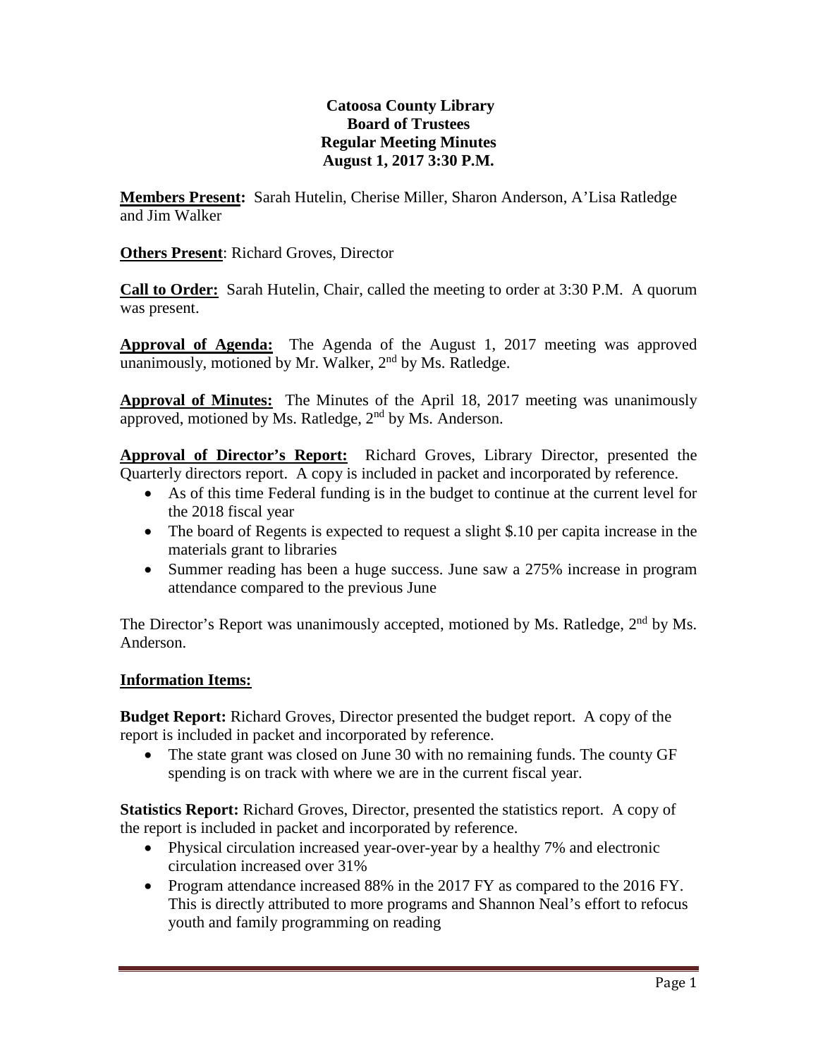# Catoosa County Library
## Board of Trustees
## Regular Meeting Minutes
## August 1, 2017 3:30 P.M.

**Members Present:** Sarah Hutelin, Cherise Miller, Sharon Anderson, A'Lisa Ratledge and Jim Walker

**Others Present**: Richard Groves, Director

**Call to Order:** Sarah Hutelin, Chair, called the meeting to order at 3:30 P.M. A quorum was present.

**Approval of Agenda:** The Agenda of the August 1, 2017 meeting was approved unanimously, motioned by Mr. Walker, 2nd by Ms. Ratledge.

**Approval of Minutes:** The Minutes of the April 18, 2017 meeting was unanimously approved, motioned by Ms. Ratledge, 2nd by Ms. Anderson.

**Approval of Director's Report:** Richard Groves, Library Director, presented the Quarterly directors report. A copy is included in packet and incorporated by reference.

- As of this time Federal funding is in the budget to continue at the current level for the 2018 fiscal year
- The board of Regents is expected to request a slight $.10 per capita increase in the materials grant to libraries
- Summer reading has been a huge success. June saw a 275% increase in program attendance compared to the previous June

The Director's Report was unanimously accepted, motioned by Ms. Ratledge, 2nd by Ms. Anderson.

**Information Items:**

**Budget Report:** Richard Groves, Director presented the budget report. A copy of the report is included in packet and incorporated by reference.

- The state grant was closed on June 30 with no remaining funds. The county GF spending is on track with where we are in the current fiscal year.

**Statistics Report:** Richard Groves, Director, presented the statistics report. A copy of the report is included in packet and incorporated by reference.

- Physical circulation increased year-over-year by a healthy 7% and electronic circulation increased over 31%
- Program attendance increased 88% in the 2017 FY as compared to the 2016 FY. This is directly attributed to more programs and Shannon Neal's effort to refocus youth and family programming on reading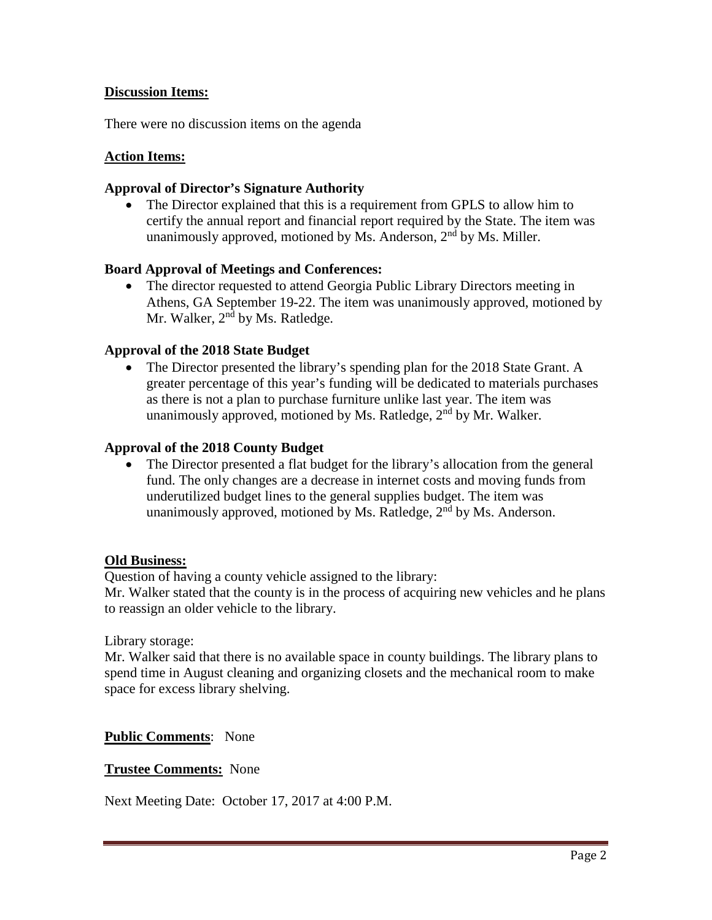**<u>Discussion Items:</u>**

There were no discussion items on the agenda

**<u>Action Items:</u>**

**Approval of Director's Signature Authority**

- The Director explained that this is a requirement from GPLS to allow him to certify the annual report and financial report required by the State. The item was unanimously approved, motioned by Ms. Anderson, 2nd by Ms. Miller.

**Board Approval of Meetings and Conferences:**

- The director requested to attend Georgia Public Library Directors meeting in Athens, GA September 19-22. The item was unanimously approved, motioned by Mr. Walker, 2nd by Ms. Ratledge.

**Approval of the 2018 State Budget**

- The Director presented the library's spending plan for the 2018 State Grant. A greater percentage of this year's funding will be dedicated to materials purchases as there is not a plan to purchase furniture unlike last year. The item was unanimously approved, motioned by Ms. Ratledge, 2nd by Mr. Walker.

**Approval of the 2018 County Budget**

- The Director presented a flat budget for the library's allocation from the general fund. The only changes are a decrease in internet costs and moving funds from underutilized budget lines to the general supplies budget. The item was unanimously approved, motioned by Ms. Ratledge, 2nd by Ms. Anderson.

**<u>Old Business:</u>**

Question of having a county vehicle assigned to the library:
Mr. Walker stated that the county is in the process of acquiring new vehicles and he plans to reassign an older vehicle to the library.

Library storage:
Mr. Walker said that there is no available space in county buildings. The library plans to spend time in August cleaning and organizing closets and the mechanical room to make space for excess library shelving.

**<u>Public Comments</u>**: None

**<u>Trustee Comments:</u>** None

Next Meeting Date: October 17, 2017 at 4:00 P.M.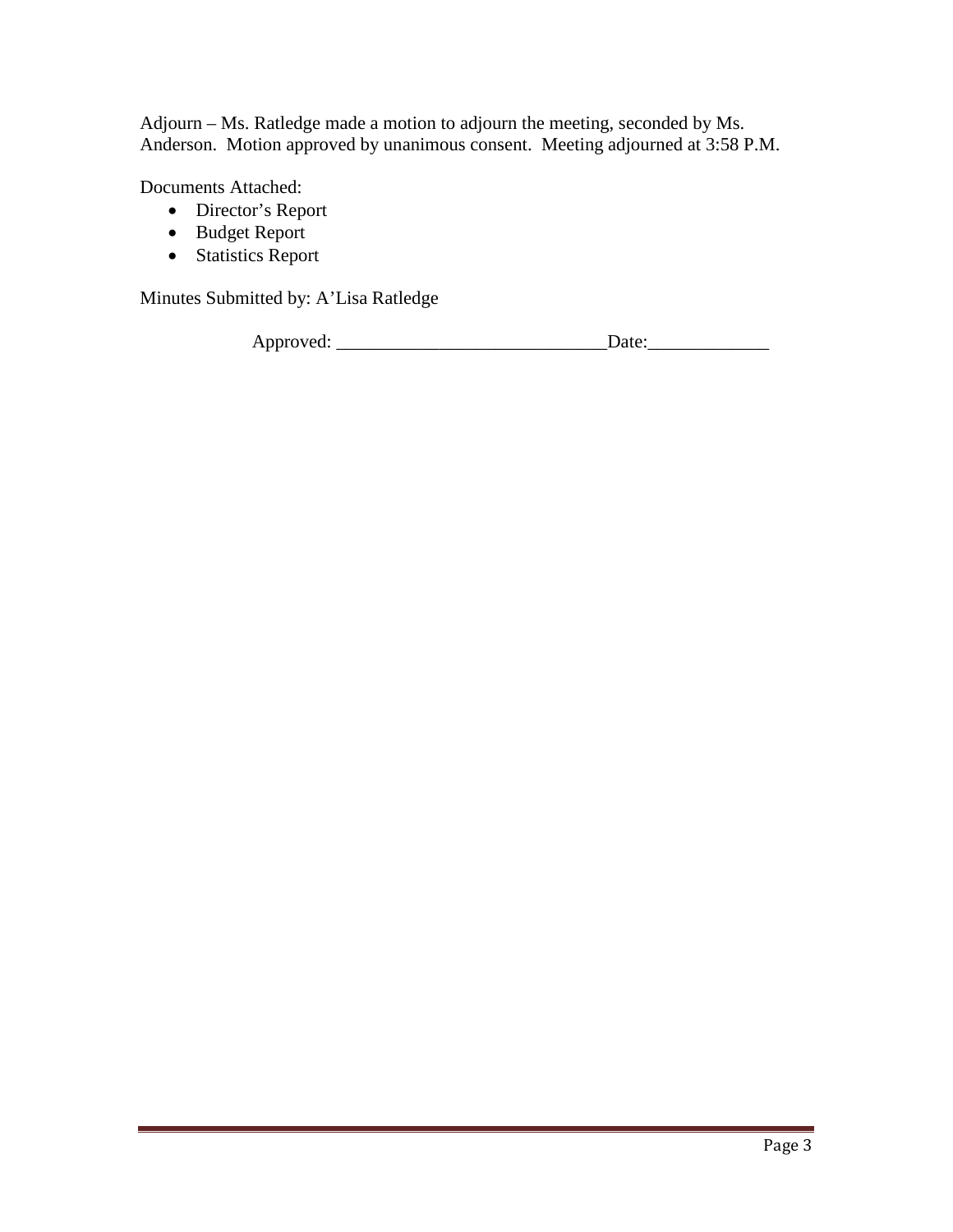Adjourn – Ms. Ratledge made a motion to adjourn the meeting, seconded by Ms. Anderson. Motion approved by unanimous consent. Meeting adjourned at 3:58 P.M.

Documents Attached:

- Director's Report
- Budget Report
- Statistics Report

Minutes Submitted by: A'Lisa Ratledge

Approved: ____________________________Date:____________